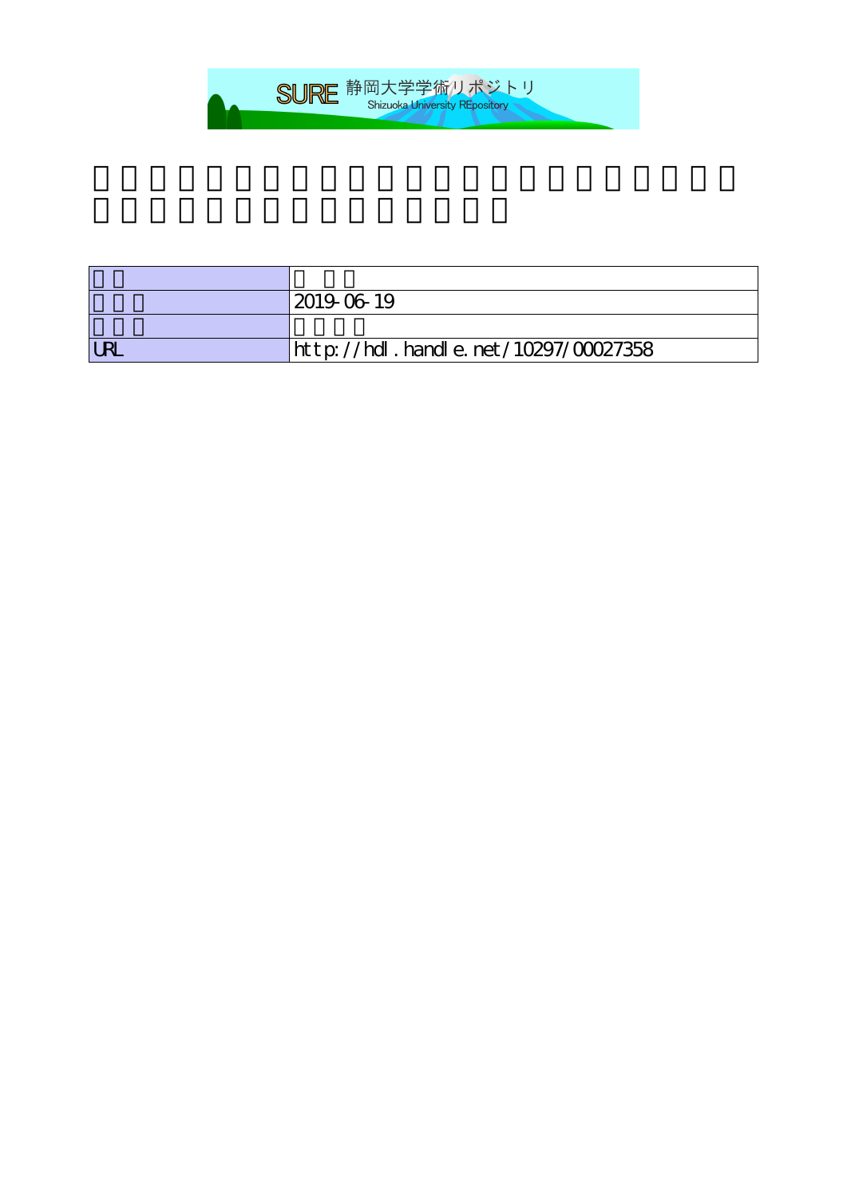SURE 静岡大学学術リポジトリ
Shizuoka University REpository

| | |
|---|---|
| | |
| | 2019-06-19 |
| | |
| URL | http://hdl.handle.net/10297/00027358 |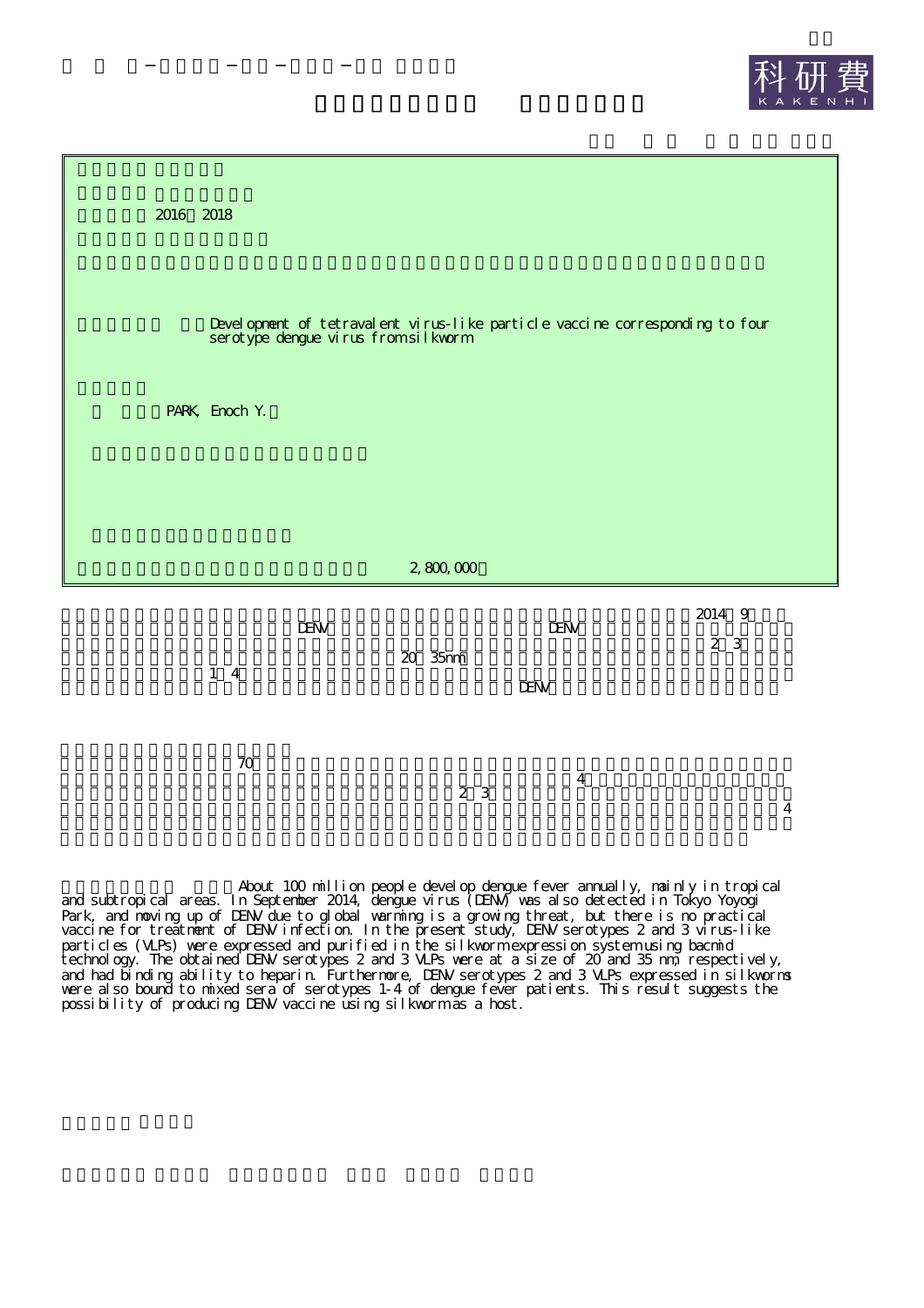2016～2018

Development of tetravalent virus-like particle vaccine corresponding to four serotype dengue virus from silkworm

PARK, Enoch Y.

2,800,000

2014 9

DENV DENV

2 3

20 35nm

1 4

DENV

70

4

2 3

4

About 100 million people develop dengue fever annually, mainly in tropical and subtropical areas. In September 2014, dengue virus (DENV) was also detected in Tokyo Yoyogi Park, and moving up of DENV due to global warming is a growing threat, but there is no practical vaccine for treatment of DENV infection. In the present study, DENV serotypes 2 and 3 virus-like particles (VLPs) were expressed and purified in the silkworm expression system using bacmid technology. The obtained DENV serotypes 2 and 3 VLPs were at a size of 20 and 35 nm, respectively, and had binding ability to heparin. Furthermore, DENV serotypes 2 and 3 VLPs expressed in silkworms were also bound to mixed sera of serotypes 1-4 of dengue fever patients. This result suggests the possibility of producing DENV vaccine using silkworm as a host.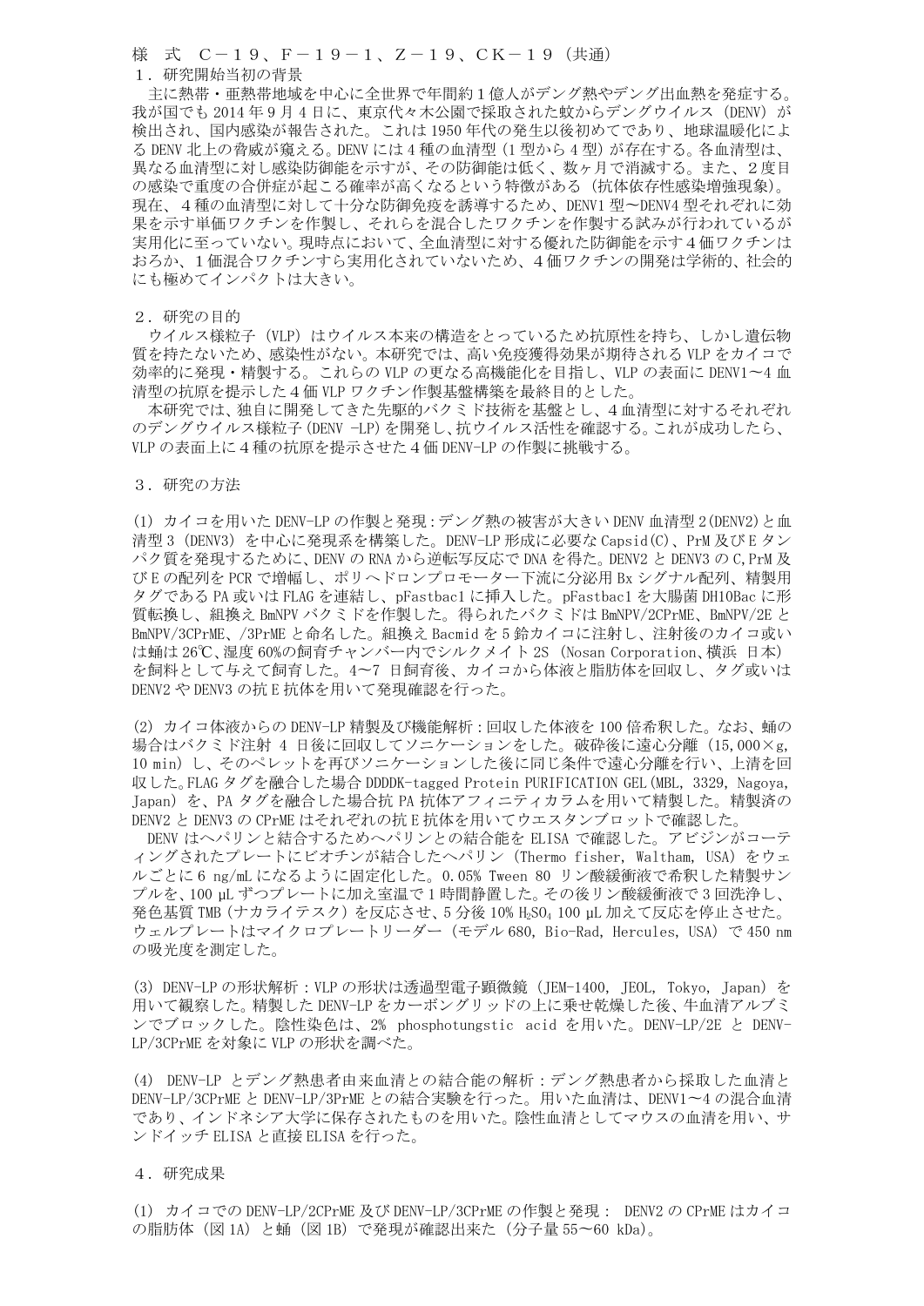様　式　Ｃ－１９、Ｆ－１９－１、Ｚ－１９、ＣＫ－１９（共通）

## １．研究開始当初の背景

主に熱帯・亜熱帯地域を中心に全世界で年間約１億人がデング熱やデング出血熱を発症する。我が国でも 2014 年９月４日に、東京代々木公園で採取された蚊からデングウイルス（DENV）が検出され、国内感染が報告された。これは 1950 年代の発生以後初めてであり、地球温暖化による DENV 北上の脅威が窺える。DENV には４種の血清型（１型から４型）が存在する。各血清型は、異なる血清型に対し感染防御能を示すが、その防御能は低く、数ヶ月で消滅する。また、２度目の感染で重度の合併症が起こる確率が高くなるという特徴がある（抗体依存性感染増強現象）。現在、４種の血清型に対して十分な防御免疫を誘導するため、DENV1 型～DENV4 型それぞれに効果を示す単価ワクチンを作製し、それらを混合したワクチンを作製する試みが行われているが実用化に至っていない。現時点において、全血清型に対する優れた防御能を示す４価ワクチンはおろか、１価混合ワクチンすら実用化されていないため、４価ワクチンの開発は学術的、社会的にも極めてインパクトは大きい。

## ２．研究の目的

ウイルス様粒子（VLP）はウイルス本来の構造をとっているため抗原性を持ち、しかし遺伝物質を持たないため、感染性がない。本研究では、高い免疫獲得効果が期待される VLP をカイコで効率的に発現・精製する。これらの VLP の更なる高機能化を目指し、VLP の表面に DENV1～4 血清型の抗原を提示した４価 VLP ワクチン作製基盤構築を最終目的とした。

本研究では、独自に開発してきた先駆的バクミド技術を基盤とし、４血清型に対するそれぞれのデングウイルス様粒子(DENV -LP)を開発し、抗ウイルス活性を確認する。これが成功したら、VLP の表面上に４種の抗原を提示させた４価 DENV-LP の作製に挑戦する。

## ３．研究の方法

(1) カイコを用いた DENV-LP の作製と発現：デング熱の被害が大きい DENV 血清型 2(DENV2)と血清型 3（DENV3）を中心に発現系を構築した。DENV-LP 形成に必要な Capsid(C)、PrM 及び E タンパク質を発現するために、DENV の RNA から逆転写反応で DNA を得た。DENV2 と DENV3 の C,PrM 及び E の配列を PCR で増幅し、ポリヘドロンプロモーター下流に分泌用 Bx シグナル配列、精製用タグである PA 或いは FLAG を連結し、pFastbac1 に挿入した。pFastbac1 を大腸菌 DH10Bac に形質転換し、組換え BmNPV バクミドを作製した。得られたバクミドは BmNPV/2CPrME、BmNPV/2E と BmNPV/3CPrME、/3PrME と命名した。組換え Bacmid を５齢カイコに注射し、注射後のカイコ或いは蛹は 26℃、湿度 60%の飼育チャンバー内でシルクメイト 2S （Nosan Corporation、横浜 日本）を飼料として与えて飼育した。4～7 日飼育後、カイコから体液と脂肪体を回収し、タグ或いは DENV2 や DENV3 の抗 E 抗体を用いて発現確認を行った。

(2) カイコ体液からの DENV-LP 精製及び機能解析：回収した体液を 100 倍希釈した。なお、蛹の場合はバクミド注射 4 日後に回収してソニケーションをした。破砕後に遠心分離（15,000×g, 10 min）し、そのペレットを再びソニケーションした後に同じ条件で遠心分離を行い、上清を回収した。FLAG タグを融合した場合 DDDDK-tagged Protein PURIFICATION GEL（MBL, 3329, Nagoya, Japan）を、PA タグを融合した場合抗 PA 抗体アフィニティカラムを用いて精製した。精製済の DENV2 と DENV3 の CPrME はそれぞれの抗 E 抗体を用いてウエスタンブロットで確認した。

DENV はヘパリンと結合するためヘパリンとの結合能を ELISA で確認した。アビジンがコーティングされたプレートにビオチンが結合したヘパリン（Thermo fisher, Waltham, USA）をウェルごとに 6 ng/mL になるように固定化した。0.05% Tween 80 リン酸緩衝液で希釈した精製サンプルを、100 μL ずつプレートに加え室温で１時間静置した。その後リン酸緩衝液で３回洗浄し、発色基質 TMB（ナカライテスク）を反応させ、5 分後 10% $H_2SO_4$ 100 μL 加えて反応を停止させた。ウェルプレートはマイクロプレートリーダー（モデル 680, Bio-Rad, Hercules, USA）で 450 nm の吸光度を測定した。

(3) DENV-LP の形状解析：VLP の形状は透過型電子顕微鏡（JEM-1400, JEOL, Tokyo, Japan）を用いて観察した。精製した DENV-LP をカーボングリッドの上に乗せ乾燥した後、牛血清アルブミンでブロックした。陰性染色は、2% phosphotungstic acid を用いた。DENV-LP/2E と DENV-LP/3CPrME を対象に VLP の形状を調べた。

(4) DENV-LP とデング熱患者由来血清との結合能の解析：デング熱患者から採取した血清と DENV-LP/3CPrME と DENV-LP/3PrME との結合実験を行った。用いた血清は、DENV1～4 の混合血清であり、インドネシア大学に保存されたものを用いた。陰性血清としてマウスの血清を用い、サンドイッチ ELISA と直接 ELISA を行った。

## ４．研究成果

(1) カイコでの DENV-LP/2CPrME 及び DENV-LP/3CPrME の作製と発現： DENV2 の CPrME はカイコの脂肪体（図 1A）と蛹（図 1B）で発現が確認出来た（分子量 55～60 kDa）。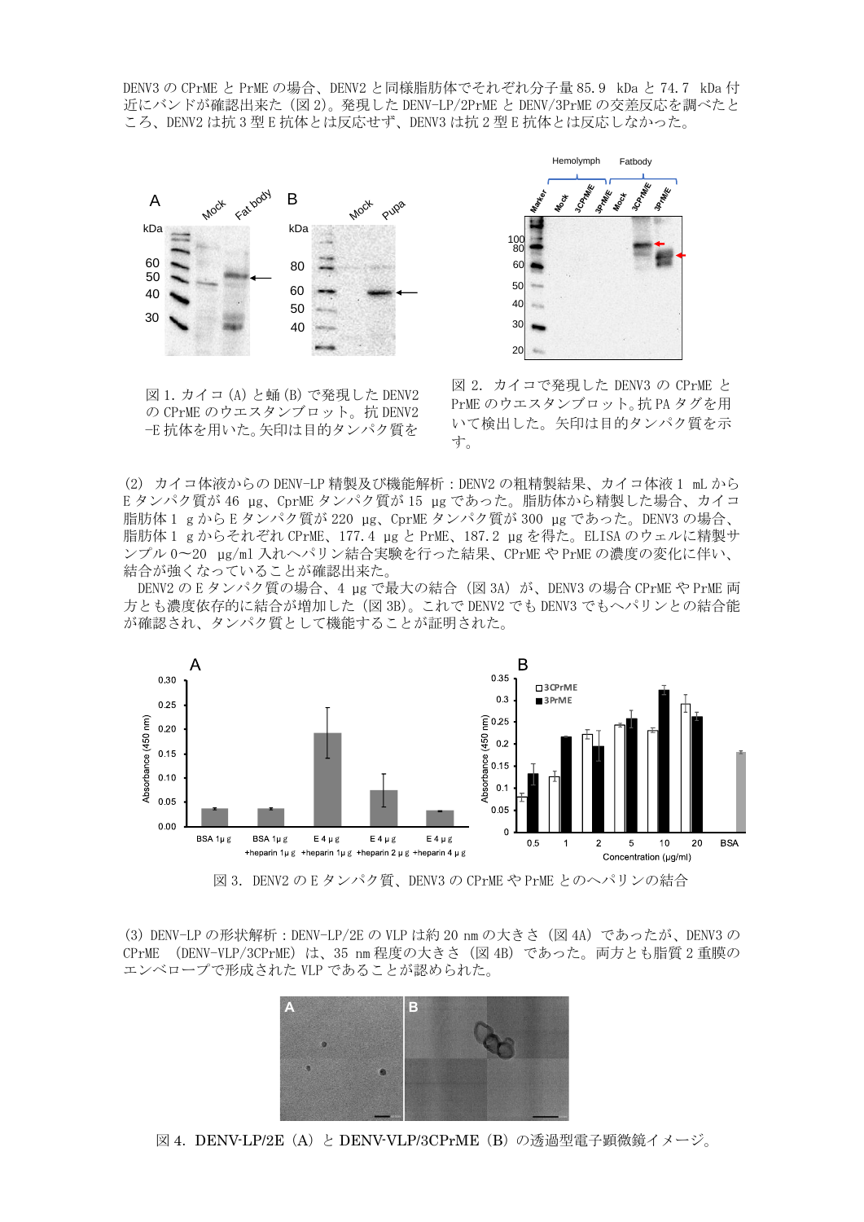DENV3 の CPrME と PrME の場合、DENV2 と同様脂肪体でそれぞれ分子量 85.9 kDa と 74.7 kDa 付近にバンドが確認出来た（図 2）。発現した DENV-LP/2PrME と DENV/3PrME の交差反応を調べたところ、DENV2 は抗 3 型 E 抗体とは反応せず、DENV3 は抗 2 型 E 抗体とは反応しなかった。

図 1. カイコ (A) と蛹 (B) で発現した DENV2 の CPrME のウエスタンブロット。抗 DENV2 -E 抗体を用いた。矢印は目的タンパク質を

図 2. カイコで発現した DENV3 の CPrME と PrME のウエスタンブロット。抗 PA タグを用いて検出した。矢印は目的タンパク質を示す。

(2) カイコ体液からの DENV-LP 精製及び機能解析：DENV2 の粗精製結果、カイコ体液 1 mL から E タンパク質が 46 μg、CprME タンパク質が 15 μg であった。脂肪体から精製した場合、カイコ脂肪体 1 g から E タンパク質が 220 μg、CprME タンパク質が 300 μg であった。DENV3 の場合、脂肪体 1 g からそれぞれ CPrME、177.4 μg と PrME、187.2 μg を得た。ELISA のウェルに精製サンプル 0～20 μg/ml 入れヘパリン結合実験を行った結果、CPrME や PrME の濃度の変化に伴い、結合が強くなっていることが確認出来た。

DENV2 の E タンパク質の場合、4 μg で最大の結合（図 3A）が、DENV3 の場合 CPrME や PrME 両方とも濃度依存的に結合が増加した（図 3B）。これで DENV2 でも DENV3 でもヘパリンとの結合能が確認され、タンパク質として機能することが証明された。

図 3. DENV2 の E タンパク質、DENV3 の CPrME や PrME とのヘパリンの結合

(3) DENV-LP の形状解析：DENV-LP/2E の VLP は約 20 nm の大きさ（図 4A）であったが、DENV3 の CPrME （DENV-VLP/3CPrME）は、35 nm 程度の大きさ（図 4B）であった。両方とも脂質 2 重膜のエンベロープで形成された VLP であることが認められた。

図 4. DENV-LP/2E（A）と DENV-VLP/3CPrME（B）の透過型電子顕微鏡イメージ。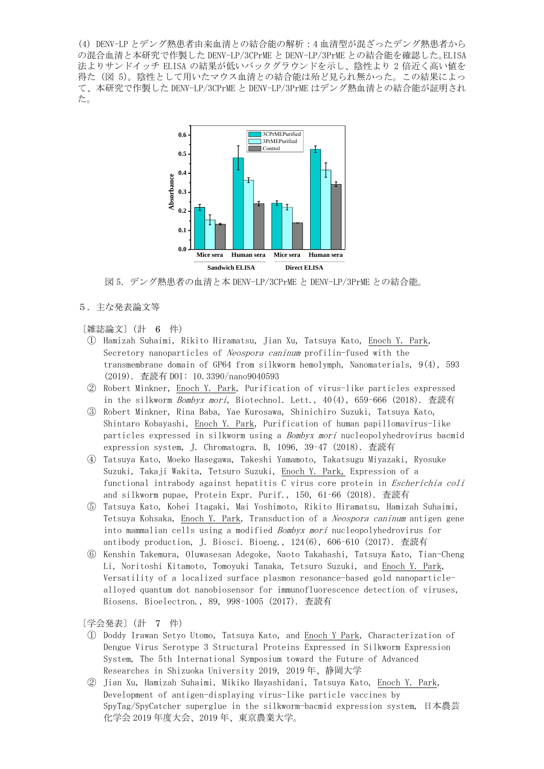(4) DENV-LP とデング熱患者由来血清との結合能の解析：4 血清型が混ざったデング熱患者からの混合血清と本研究で作製した DENV-LP/3CPrME と DENV-LP/3PrME との結合能を確認した。ELISA 法よりサンドイッチ ELISA の結果が低いバックグラウンドを示し、陰性より 2 倍近く高い値を得た（図 5）。陰性として用いたマウス血清との結合能は殆ど見られ無かった。この結果によって、本研究で作製した DENV-LP/3CPrME と DENV-LP/3PrME はデング熱血清との結合能が証明された。

図 5. デング熱患者の血清と本 DENV-LP/3CPrME と DENV-LP/3PrME との結合能。

## 5．主な発表論文等

〔雑誌論文〕（計 6 件）

① Hamizah Suhaimi, Rikito Hiramatsu, Jian Xu, Tatsuya Kato, Enoch Y. Park, Secretory nanoparticles of *Neospora caninum* profilin-fused with the transmembrane domain of GP64 from silkworm hemolymph, Nanomaterials, 9(4), 593 (2019). 査読有 DOI: 10.3390/nano9040593

② Robert Minkner, Enoch Y. Park, Purification of virus-like particles expressed in the silkworm *Bombyx mori*, Biotechnol. Lett., 40(4), 659-666 (2018). 査読有

③ Robert Minkner, Rina Baba, Yae Kurosawa, Shinichiro Suzuki, Tatsuya Kato, Shintaro Kobayashi, Enoch Y. Park, Purification of human papillomavirus-like particles expressed in silkworm using a *Bombyx mori* nucleopolyhedrovirus bacmid expression system, J. Chromatogra. B, 1096, 39-47 (2018). 査読有

④ Tatsuya Kato, Moeko Hasegawa, Takeshi Yamamoto, Takatsugu Miyazaki, Ryosuke Suzuki, Takaji Wakita, Tetsuro Suzuki, Enoch Y. Park, Expression of a functional intrabody against hepatitis C virus core protein in *Escherichia coli* and silkworm pupae, Protein Expr. Purif., 150, 61-66 (2018). 査読有

⑤ Tatsuya Kato, Kohei Itagaki, Mai Yoshimoto, Rikito Hiramatsu, Hamizah Suhaimi, Tetsuya Kohsaka, Enoch Y. Park, Transduction of a *Neospora caninum* antigen gene into mammalian cells using a modified *Bombyx mori* nucleopolyhedrovirus for antibody production, J. Biosci. Bioeng., 124(6), 606-610 (2017). 査読有

⑥ Kenshin Takemura, Oluwasesan Adegoke, Naoto Takahashi, Tatsuya Kato, Tian-Cheng Li, Noritoshi Kitamoto, Tomoyuki Tanaka, Tetsuro Suzuki, and Enoch Y. Park, Versatility of a localized surface plasmon resonance-based gold nanoparticle-alloyed quantum dot nanobiosensor for immunofluorescence detection of viruses, Biosens. Bioelectron., 89, 998-1005 (2017). 査読有

〔学会発表〕（計 7 件）

① Doddy Irawan Setyo Utomo, Tatsuya Kato, and Enoch Y Park, Characterization of Dengue Virus Serotype 3 Structural Proteins Expressed in Silkworm Expression System, The 5th International Symposium toward the Future of Advanced Researches in Shizuoka University 2019, 2019 年、静岡大学

② Jian Xu, Hamizah Suhaimi, Mikiko Hayashidani, Tatsuya Kato, Enoch Y. Park, Development of antigen-displaying virus-like particle vaccines by SpyTag/SpyCatcher superglue in the silkworm-bacmid expression system, 日本農芸化学会 2019 年度大会、2019 年、東京農業大学。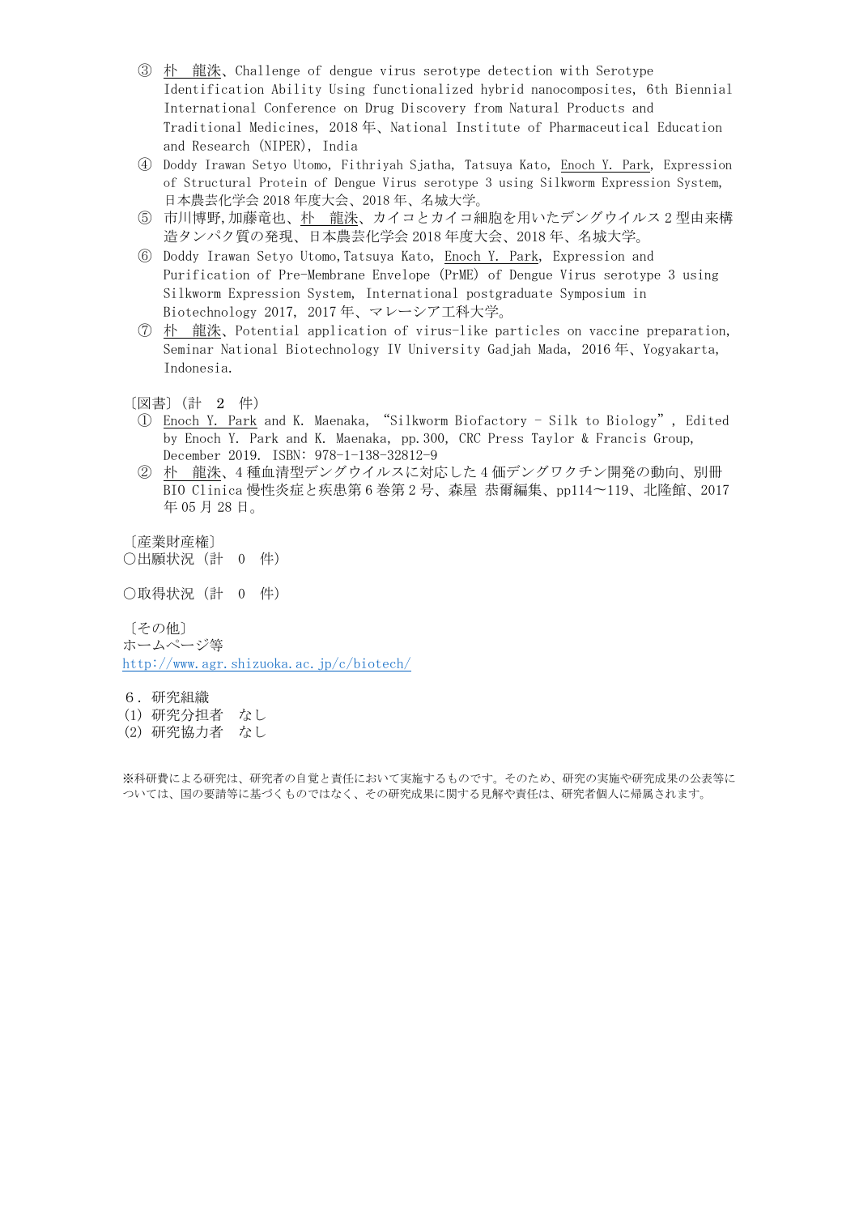③ 朴 龍洙、Challenge of dengue virus serotype detection with Serotype Identification Ability Using functionalized hybrid nanocomposites, 6th Biennial International Conference on Drug Discovery from Natural Products and Traditional Medicines, 2018 年、National Institute of Pharmaceutical Education and Research (NIPER), India

④ Doddy Irawan Setyo Utomo, Fithriyah Sjatha, Tatsuya Kato, Enoch Y. Park, Expression of Structural Protein of Dengue Virus serotype 3 using Silkworm Expression System, 日本農芸化学会 2018 年度大会、2018 年、名城大学。

⑤ 市川博野,加藤竜也、朴 龍洙、カイコとカイコ細胞を用いたデングウイルス 2 型由来構造タンパク質の発現、日本農芸化学会 2018 年度大会、2018 年、名城大学。

⑥ Doddy Irawan Setyo Utomo,Tatsuya Kato, Enoch Y. Park, Expression and Purification of Pre-Membrane Envelope (PrME) of Dengue Virus serotype 3 using Silkworm Expression System, International postgraduate Symposium in Biotechnology 2017, 2017 年、マレーシア工科大学。

⑦ 朴 龍洙、Potential application of virus-like particles on vaccine preparation, Seminar National Biotechnology IV University Gadjah Mada, 2016 年、Yogyakarta, Indonesia.

〔図書〕(計 2 件)

① Enoch Y. Park and K. Maenaka, "Silkworm Biofactory - Silk to Biology", Edited by Enoch Y. Park and K. Maenaka, pp.300, CRC Press Taylor & Francis Group, December 2019. ISBN: 978-1-138-32812-9

② 朴 龍洙、4 種血清型デングウイルスに対応した 4 価デングワクチン開発の動向、別冊 BIO Clinica 慢性炎症と疾患第 6 巻第 2 号、森屋 恭爾編集、pp114〜119、北隆館、2017 年 05 月 28 日。

〔産業財産権〕

○出願状況 (計 0 件)

○取得状況 (計 0 件)

〔その他〕

ホームページ等

http://www.agr.shizuoka.ac.jp/c/biotech/

6．研究組織

(1) 研究分担者 なし

(2) 研究協力者 なし

※科研費による研究は、研究者の自覚と責任において実施するものです。そのため、研究の実施や研究成果の公表等については、国の要請等に基づくものではなく、その研究成果に関する見解や責任は、研究者個人に帰属されます。